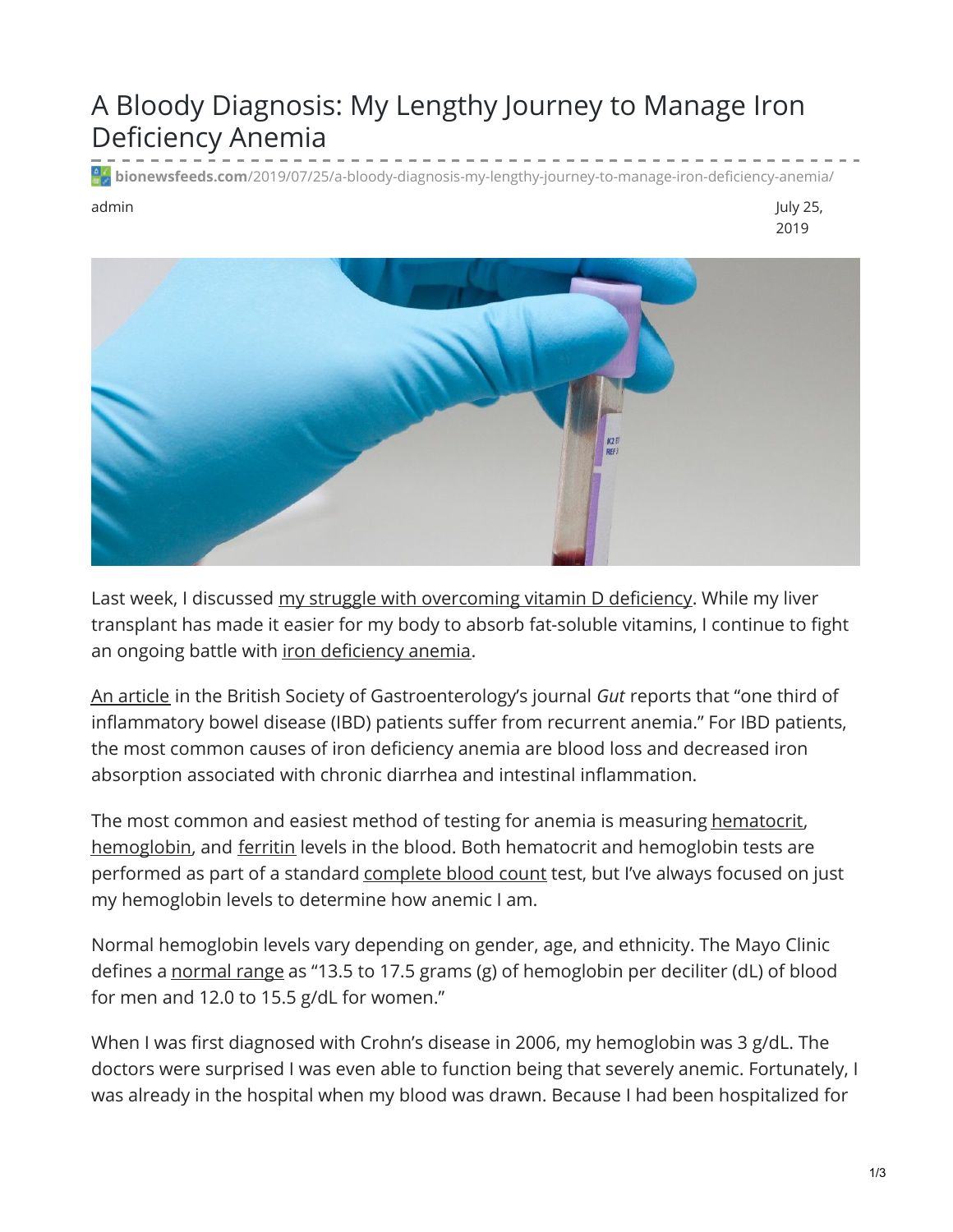# A Bloody Diagnosis: My Lengthy Journey to Manage Iron Deficiency Anemia

bionewsfeeds.com/2019/07/25/a-bloody-diagnosis-my-lengthy-journey-to-manage-iron-deficiency-anemia/

admin

July 25, 2019

Last week, I discussed my struggle with overcoming vitamin D deficiency. While my liver transplant has made it easier for my body to absorb fat-soluble vitamins, I continue to fight an ongoing battle with iron deficiency anemia.

An article in the British Society of Gastroenterology's journal *Gut* reports that "one third of inflammatory bowel disease (IBD) patients suffer from recurrent anemia." For IBD patients, the most common causes of iron deficiency anemia are blood loss and decreased iron absorption associated with chronic diarrhea and intestinal inflammation.

The most common and easiest method of testing for anemia is measuring hematocrit, hemoglobin, and ferritin levels in the blood. Both hematocrit and hemoglobin tests are performed as part of a standard complete blood count test, but I've always focused on just my hemoglobin levels to determine how anemic I am.

Normal hemoglobin levels vary depending on gender, age, and ethnicity. The Mayo Clinic defines a normal range as "13.5 to 17.5 grams (g) of hemoglobin per deciliter (dL) of blood for men and 12.0 to 15.5 g/dL for women."

When I was first diagnosed with Crohn's disease in 2006, my hemoglobin was 3 g/dL. The doctors were surprised I was even able to function being that severely anemic. Fortunately, I was already in the hospital when my blood was drawn. Because I had been hospitalized for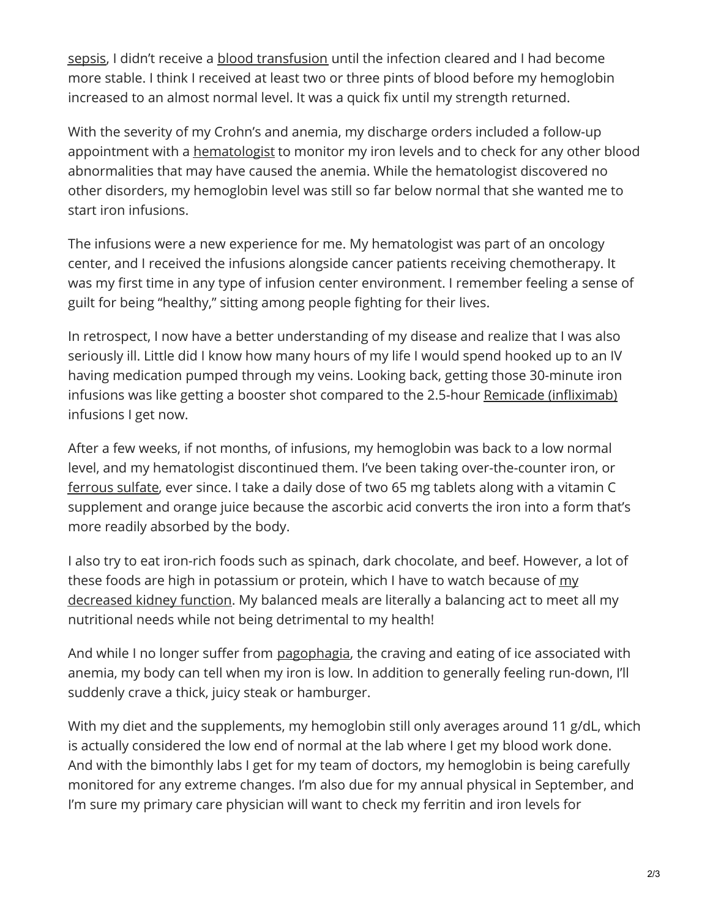sepsis, I didn't receive a blood transfusion until the infection cleared and I had become more stable. I think I received at least two or three pints of blood before my hemoglobin increased to an almost normal level. It was a quick fix until my strength returned.

With the severity of my Crohn's and anemia, my discharge orders included a follow-up appointment with a hematologist to monitor my iron levels and to check for any other blood abnormalities that may have caused the anemia. While the hematologist discovered no other disorders, my hemoglobin level was still so far below normal that she wanted me to start iron infusions.

The infusions were a new experience for me. My hematologist was part of an oncology center, and I received the infusions alongside cancer patients receiving chemotherapy. It was my first time in any type of infusion center environment. I remember feeling a sense of guilt for being "healthy," sitting among people fighting for their lives.

In retrospect, I now have a better understanding of my disease and realize that I was also seriously ill. Little did I know how many hours of my life I would spend hooked up to an IV having medication pumped through my veins. Looking back, getting those 30-minute iron infusions was like getting a booster shot compared to the 2.5-hour Remicade (infliximab) infusions I get now.

After a few weeks, if not months, of infusions, my hemoglobin was back to a low normal level, and my hematologist discontinued them. I've been taking over-the-counter iron, or ferrous sulfate, ever since. I take a daily dose of two 65 mg tablets along with a vitamin C supplement and orange juice because the ascorbic acid converts the iron into a form that's more readily absorbed by the body.

I also try to eat iron-rich foods such as spinach, dark chocolate, and beef. However, a lot of these foods are high in potassium or protein, which I have to watch because of my decreased kidney function. My balanced meals are literally a balancing act to meet all my nutritional needs while not being detrimental to my health!

And while I no longer suffer from pagophagia, the craving and eating of ice associated with anemia, my body can tell when my iron is low. In addition to generally feeling run-down, I'll suddenly crave a thick, juicy steak or hamburger.

With my diet and the supplements, my hemoglobin still only averages around 11 g/dL, which is actually considered the low end of normal at the lab where I get my blood work done. And with the bimonthly labs I get for my team of doctors, my hemoglobin is being carefully monitored for any extreme changes. I'm also due for my annual physical in September, and I'm sure my primary care physician will want to check my ferritin and iron levels for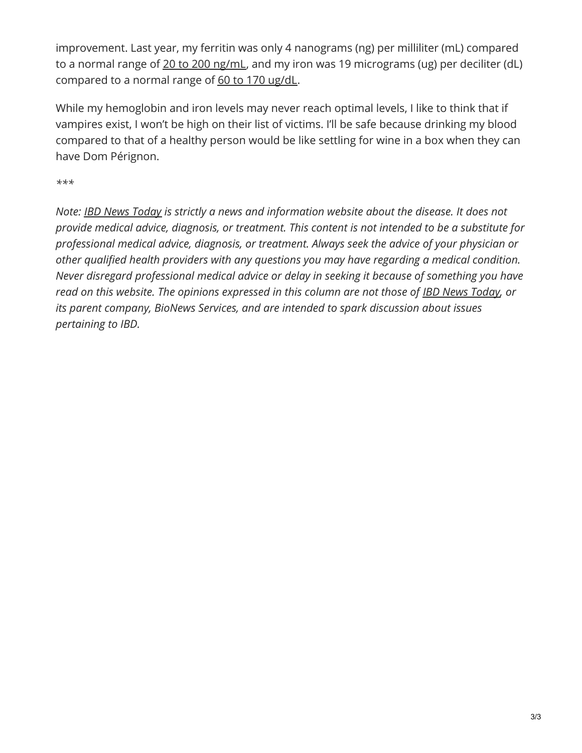improvement. Last year, my ferritin was only 4 nanograms (ng) per milliliter (mL) compared to a normal range of 20 to 200 ng/mL, and my iron was 19 micrograms (ug) per deciliter (dL) compared to a normal range of 60 to 170 ug/dL.

While my hemoglobin and iron levels may never reach optimal levels, I like to think that if vampires exist, I won't be high on their list of victims. I'll be safe because drinking my blood compared to that of a healthy person would be like settling for wine in a box when they can have Dom Pérignon.

***

*Note: IBD News Today is strictly a news and information website about the disease. It does not provide medical advice, diagnosis, or treatment. This content is not intended to be a substitute for professional medical advice, diagnosis, or treatment. Always seek the advice of your physician or other qualified health providers with any questions you may have regarding a medical condition. Never disregard professional medical advice or delay in seeking it because of something you have read on this website. The opinions expressed in this column are not those of IBD News Today, or its parent company, BioNews Services, and are intended to spark discussion about issues pertaining to IBD.*